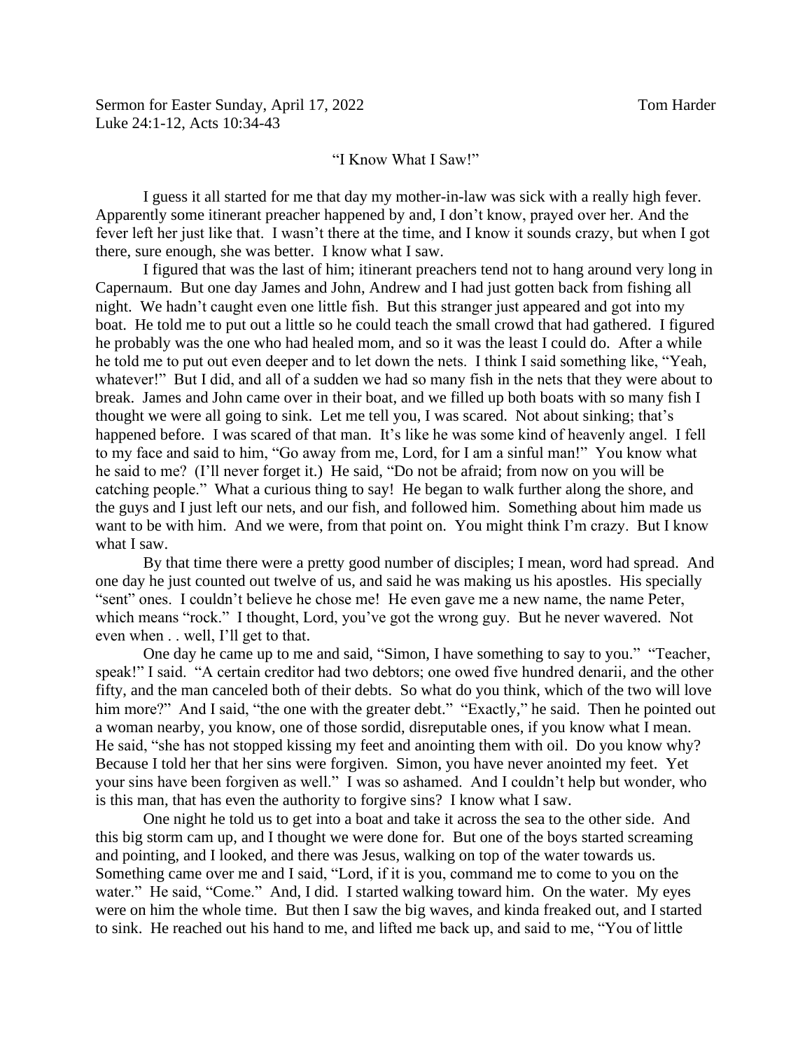Sermon for Easter Sunday, April 17, 2022 Tom Harder
Luke 24:1-12, Acts 10:34-43

# "I Know What I Saw!"

I guess it all started for me that day my mother-in-law was sick with a really high fever. Apparently some itinerant preacher happened by and, I don't know, prayed over her. And the fever left her just like that. I wasn't there at the time, and I know it sounds crazy, but when I got there, sure enough, she was better. I know what I saw.

I figured that was the last of him; itinerant preachers tend not to hang around very long in Capernaum. But one day James and John, Andrew and I had just gotten back from fishing all night. We hadn't caught even one little fish. But this stranger just appeared and got into my boat. He told me to put out a little so he could teach the small crowd that had gathered. I figured he probably was the one who had healed mom, and so it was the least I could do. After a while he told me to put out even deeper and to let down the nets. I think I said something like, "Yeah, whatever!" But I did, and all of a sudden we had so many fish in the nets that they were about to break. James and John came over in their boat, and we filled up both boats with so many fish I thought we were all going to sink. Let me tell you, I was scared. Not about sinking; that's happened before. I was scared of that man. It's like he was some kind of heavenly angel. I fell to my face and said to him, "Go away from me, Lord, for I am a sinful man!" You know what he said to me? (I'll never forget it.) He said, "Do not be afraid; from now on you will be catching people." What a curious thing to say! He began to walk further along the shore, and the guys and I just left our nets, and our fish, and followed him. Something about him made us want to be with him. And we were, from that point on. You might think I'm crazy. But I know what I saw.

By that time there were a pretty good number of disciples; I mean, word had spread. And one day he just counted out twelve of us, and said he was making us his apostles. His specially "sent" ones. I couldn't believe he chose me! He even gave me a new name, the name Peter, which means "rock." I thought, Lord, you've got the wrong guy. But he never wavered. Not even when . . well, I'll get to that.

One day he came up to me and said, "Simon, I have something to say to you." "Teacher, speak!" I said. "A certain creditor had two debtors; one owed five hundred denarii, and the other fifty, and the man canceled both of their debts. So what do you think, which of the two will love him more?" And I said, "the one with the greater debt." "Exactly," he said. Then he pointed out a woman nearby, you know, one of those sordid, disreputable ones, if you know what I mean. He said, "she has not stopped kissing my feet and anointing them with oil. Do you know why? Because I told her that her sins were forgiven. Simon, you have never anointed my feet. Yet your sins have been forgiven as well." I was so ashamed. And I couldn't help but wonder, who is this man, that has even the authority to forgive sins? I know what I saw.

One night he told us to get into a boat and take it across the sea to the other side. And this big storm cam up, and I thought we were done for. But one of the boys started screaming and pointing, and I looked, and there was Jesus, walking on top of the water towards us. Something came over me and I said, "Lord, if it is you, command me to come to you on the water." He said, "Come." And, I did. I started walking toward him. On the water. My eyes were on him the whole time. But then I saw the big waves, and kinda freaked out, and I started to sink. He reached out his hand to me, and lifted me back up, and said to me, "You of little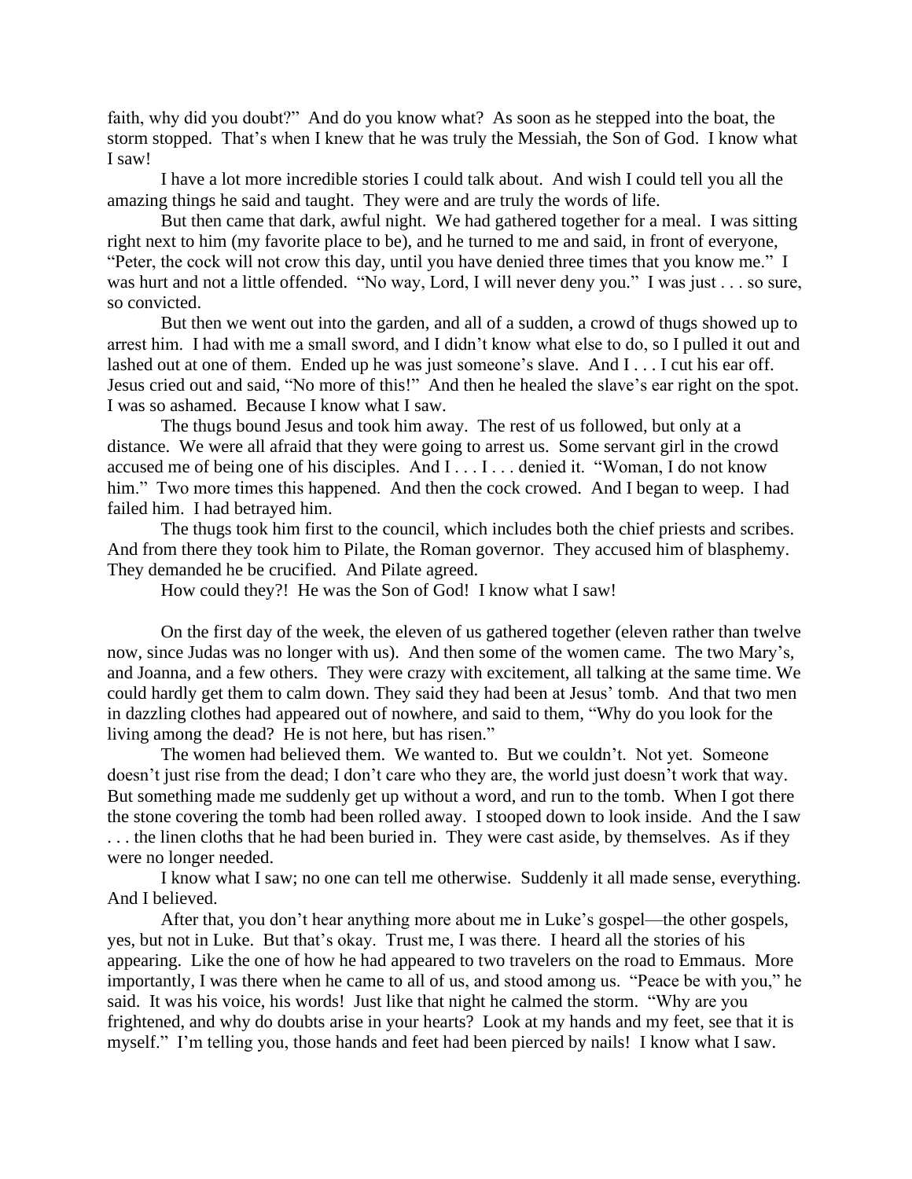faith, why did you doubt?" And do you know what? As soon as he stepped into the boat, the storm stopped. That's when I knew that he was truly the Messiah, the Son of God. I know what I saw!

I have a lot more incredible stories I could talk about. And wish I could tell you all the amazing things he said and taught. They were and are truly the words of life.

But then came that dark, awful night. We had gathered together for a meal. I was sitting right next to him (my favorite place to be), and he turned to me and said, in front of everyone, "Peter, the cock will not crow this day, until you have denied three times that you know me." I was hurt and not a little offended. "No way, Lord, I will never deny you." I was just . . . so sure, so convicted.

But then we went out into the garden, and all of a sudden, a crowd of thugs showed up to arrest him. I had with me a small sword, and I didn't know what else to do, so I pulled it out and lashed out at one of them. Ended up he was just someone's slave. And I . . . I cut his ear off. Jesus cried out and said, "No more of this!" And then he healed the slave's ear right on the spot. I was so ashamed. Because I know what I saw.

The thugs bound Jesus and took him away. The rest of us followed, but only at a distance. We were all afraid that they were going to arrest us. Some servant girl in the crowd accused me of being one of his disciples. And I . . . I . . . denied it. "Woman, I do not know him." Two more times this happened. And then the cock crowed. And I began to weep. I had failed him. I had betrayed him.

The thugs took him first to the council, which includes both the chief priests and scribes. And from there they took him to Pilate, the Roman governor. They accused him of blasphemy. They demanded he be crucified. And Pilate agreed.

How could they?! He was the Son of God! I know what I saw!

On the first day of the week, the eleven of us gathered together (eleven rather than twelve now, since Judas was no longer with us). And then some of the women came. The two Mary's, and Joanna, and a few others. They were crazy with excitement, all talking at the same time. We could hardly get them to calm down. They said they had been at Jesus' tomb. And that two men in dazzling clothes had appeared out of nowhere, and said to them, "Why do you look for the living among the dead? He is not here, but has risen."

The women had believed them. We wanted to. But we couldn't. Not yet. Someone doesn't just rise from the dead; I don't care who they are, the world just doesn't work that way. But something made me suddenly get up without a word, and run to the tomb. When I got there the stone covering the tomb had been rolled away. I stooped down to look inside. And the I saw . . . the linen cloths that he had been buried in. They were cast aside, by themselves. As if they were no longer needed.

I know what I saw; no one can tell me otherwise. Suddenly it all made sense, everything. And I believed.

After that, you don't hear anything more about me in Luke's gospel—the other gospels, yes, but not in Luke. But that's okay. Trust me, I was there. I heard all the stories of his appearing. Like the one of how he had appeared to two travelers on the road to Emmaus. More importantly, I was there when he came to all of us, and stood among us. "Peace be with you," he said. It was his voice, his words! Just like that night he calmed the storm. "Why are you frightened, and why do doubts arise in your hearts? Look at my hands and my feet, see that it is myself." I'm telling you, those hands and feet had been pierced by nails! I know what I saw.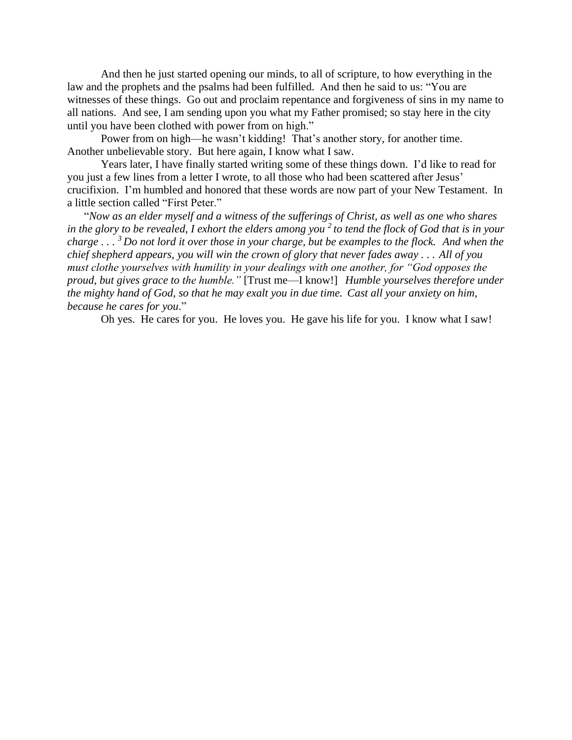And then he just started opening our minds, to all of scripture, to how everything in the law and the prophets and the psalms had been fulfilled. And then he said to us: "You are witnesses of these things. Go out and proclaim repentance and forgiveness of sins in my name to all nations. And see, I am sending upon you what my Father promised; so stay here in the city until you have been clothed with power from on high."

Power from on high—he wasn't kidding! That's another story, for another time. Another unbelievable story. But here again, I know what I saw.

Years later, I have finally started writing some of these things down. I'd like to read for you just a few lines from a letter I wrote, to all those who had been scattered after Jesus' crucifixion. I'm humbled and honored that these words are now part of your New Testament. In a little section called "First Peter."

"*Now as an elder myself and a witness of the sufferings of Christ, as well as one who shares in the glory to be revealed, I exhort the elders among you [2] to tend the flock of God that is in your charge . . . [3] Do not lord it over those in your charge, but be examples to the flock. And when the chief shepherd appears, you will win the crown of glory that never fades away . . . All of you must clothe yourselves with humility in your dealings with one another, for "God opposes the proud, but gives grace to the humble."* [Trust me—I know!] *Humble yourselves therefore under the mighty hand of God, so that he may exalt you in due time. Cast all your anxiety on him, because he cares for you*."

Oh yes. He cares for you. He loves you. He gave his life for you. I know what I saw!